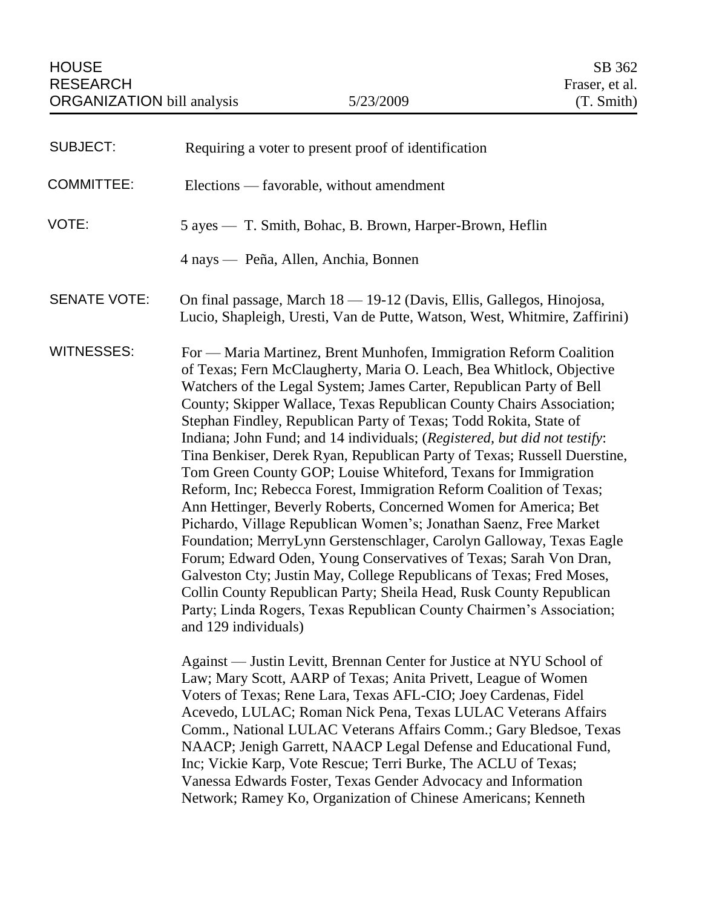HOUSE RESEARCH ORGANIZATION bill analysis — 5/23/2009 — SB 362 Fraser, et al. (T. Smith)

| | |
|---|---|
| SUBJECT: | Requiring a voter to present proof of identification |
| COMMITTEE: | Elections — favorable, without amendment |
| VOTE: | 5 ayes — T. Smith, Bohac, B. Brown, Harper-Brown, Heflin<br><br>4 nays — Peña, Allen, Anchia, Bonnen |
| SENATE VOTE: | On final passage, March 18 — 19-12 (Davis, Ellis, Gallegos, Hinojosa, Lucio, Shapleigh, Uresti, Van de Putte, Watson, West, Whitmire, Zaffirini) |

WITNESSES:

For — Maria Martinez, Brent Munhofen, Immigration Reform Coalition of Texas; Fern McClaugherty, Maria O. Leach, Bea Whitlock, Objective Watchers of the Legal System; James Carter, Republican Party of Bell County; Skipper Wallace, Texas Republican County Chairs Association; Stephan Findley, Republican Party of Texas; Todd Rokita, State of Indiana; John Fund; and 14 individuals; (*Registered, but did not testify*: Tina Benkiser, Derek Ryan, Republican Party of Texas; Russell Duerstine, Tom Green County GOP; Louise Whiteford, Texans for Immigration Reform, Inc; Rebecca Forest, Immigration Reform Coalition of Texas; Ann Hettinger, Beverly Roberts, Concerned Women for America; Bet Pichardo, Village Republican Women's; Jonathan Saenz, Free Market Foundation; MerryLynn Gerstenschlager, Carolyn Galloway, Texas Eagle Forum; Edward Oden, Young Conservatives of Texas; Sarah Von Dran, Galveston Cty; Justin May, College Republicans of Texas; Fred Moses, Collin County Republican Party; Sheila Head, Rusk County Republican Party; Linda Rogers, Texas Republican County Chairmen's Association; and 129 individuals)

Against — Justin Levitt, Brennan Center for Justice at NYU School of Law; Mary Scott, AARP of Texas; Anita Privett, League of Women Voters of Texas; Rene Lara, Texas AFL-CIO; Joey Cardenas, Fidel Acevedo, LULAC; Roman Nick Pena, Texas LULAC Veterans Affairs Comm., National LULAC Veterans Affairs Comm.; Gary Bledsoe, Texas NAACP; Jenigh Garrett, NAACP Legal Defense and Educational Fund, Inc; Vickie Karp, Vote Rescue; Terri Burke, The ACLU of Texas; Vanessa Edwards Foster, Texas Gender Advocacy and Information Network; Ramey Ko, Organization of Chinese Americans; Kenneth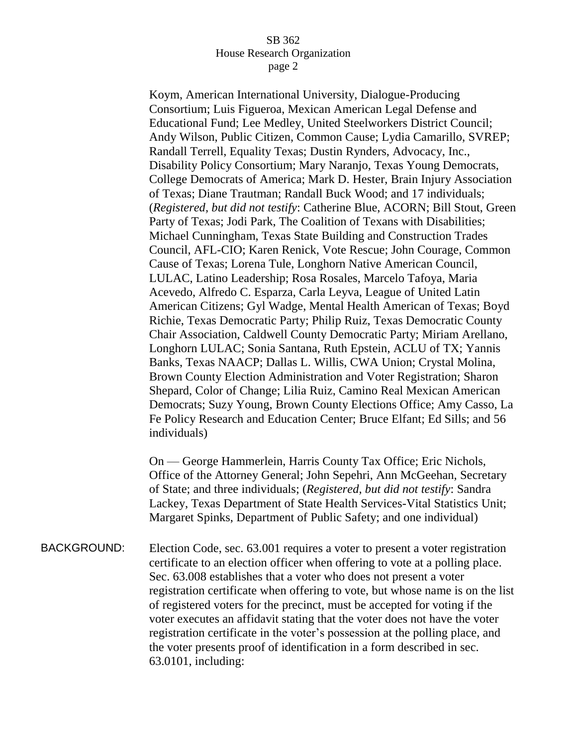Koym, American International University, Dialogue-Producing Consortium; Luis Figueroa, Mexican American Legal Defense and Educational Fund; Lee Medley, United Steelworkers District Council; Andy Wilson, Public Citizen, Common Cause; Lydia Camarillo, SVREP; Randall Terrell, Equality Texas; Dustin Rynders, Advocacy, Inc., Disability Policy Consortium; Mary Naranjo, Texas Young Democrats, College Democrats of America; Mark D. Hester, Brain Injury Association of Texas; Diane Trautman; Randall Buck Wood; and 17 individuals; (*Registered, but did not testify*: Catherine Blue, ACORN; Bill Stout, Green Party of Texas; Jodi Park, The Coalition of Texans with Disabilities; Michael Cunningham, Texas State Building and Construction Trades Council, AFL-CIO; Karen Renick, Vote Rescue; John Courage, Common Cause of Texas; Lorena Tule, Longhorn Native American Council, LULAC, Latino Leadership; Rosa Rosales, Marcelo Tafoya, Maria Acevedo, Alfredo C. Esparza, Carla Leyva, League of United Latin American Citizens; Gyl Wadge, Mental Health American of Texas; Boyd Richie, Texas Democratic Party; Philip Ruiz, Texas Democratic County Chair Association, Caldwell County Democratic Party; Miriam Arellano, Longhorn LULAC; Sonia Santana, Ruth Epstein, ACLU of TX; Yannis Banks, Texas NAACP; Dallas L. Willis, CWA Union; Crystal Molina, Brown County Election Administration and Voter Registration; Sharon Shepard, Color of Change; Lilia Ruiz, Camino Real Mexican American Democrats; Suzy Young, Brown County Elections Office; Amy Casso, La Fe Policy Research and Education Center; Bruce Elfant; Ed Sills; and 56 individuals)

On — George Hammerlein, Harris County Tax Office; Eric Nichols, Office of the Attorney General; John Sepehri, Ann McGeehan, Secretary of State; and three individuals; (*Registered, but did not testify*: Sandra Lackey, Texas Department of State Health Services-Vital Statistics Unit; Margaret Spinks, Department of Public Safety; and one individual)

BACKGROUND: Election Code, sec. 63.001 requires a voter to present a voter registration certificate to an election officer when offering to vote at a polling place. Sec. 63.008 establishes that a voter who does not present a voter registration certificate when offering to vote, but whose name is on the list of registered voters for the precinct, must be accepted for voting if the voter executes an affidavit stating that the voter does not have the voter registration certificate in the voter's possession at the polling place, and the voter presents proof of identification in a form described in sec. 63.0101, including: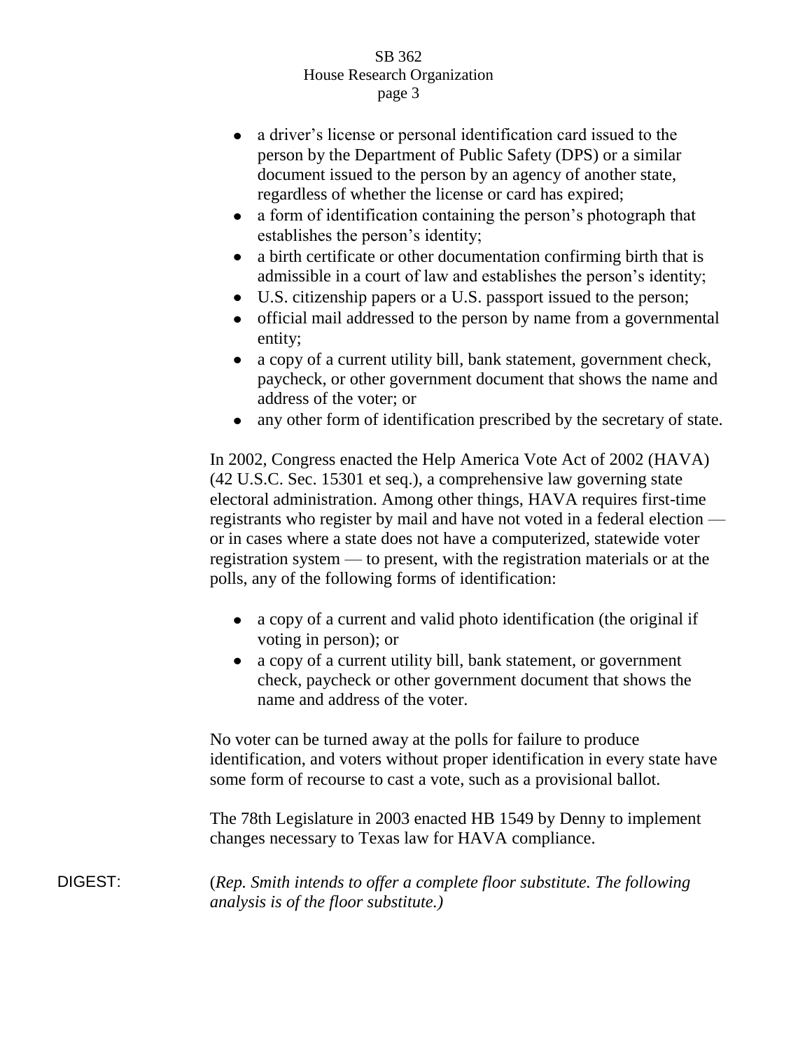- a driver's license or personal identification card issued to the person by the Department of Public Safety (DPS) or a similar document issued to the person by an agency of another state, regardless of whether the license or card has expired;
- a form of identification containing the person's photograph that establishes the person's identity;
- a birth certificate or other documentation confirming birth that is admissible in a court of law and establishes the person's identity;
- U.S. citizenship papers or a U.S. passport issued to the person;
- official mail addressed to the person by name from a governmental entity;
- a copy of a current utility bill, bank statement, government check, paycheck, or other government document that shows the name and address of the voter; or
- any other form of identification prescribed by the secretary of state.

In 2002, Congress enacted the Help America Vote Act of 2002 (HAVA) (42 U.S.C. Sec. 15301 et seq.), a comprehensive law governing state electoral administration. Among other things, HAVA requires first-time registrants who register by mail and have not voted in a federal election — or in cases where a state does not have a computerized, statewide voter registration system — to present, with the registration materials or at the polls, any of the following forms of identification:

- a copy of a current and valid photo identification (the original if voting in person); or
- a copy of a current utility bill, bank statement, or government check, paycheck or other government document that shows the name and address of the voter.

No voter can be turned away at the polls for failure to produce identification, and voters without proper identification in every state have some form of recourse to cast a vote, such as a provisional ballot.

The 78th Legislature in 2003 enacted HB 1549 by Denny to implement changes necessary to Texas law for HAVA compliance.

DIGEST: (*Rep. Smith intends to offer a complete floor substitute. The following analysis is of the floor substitute.)*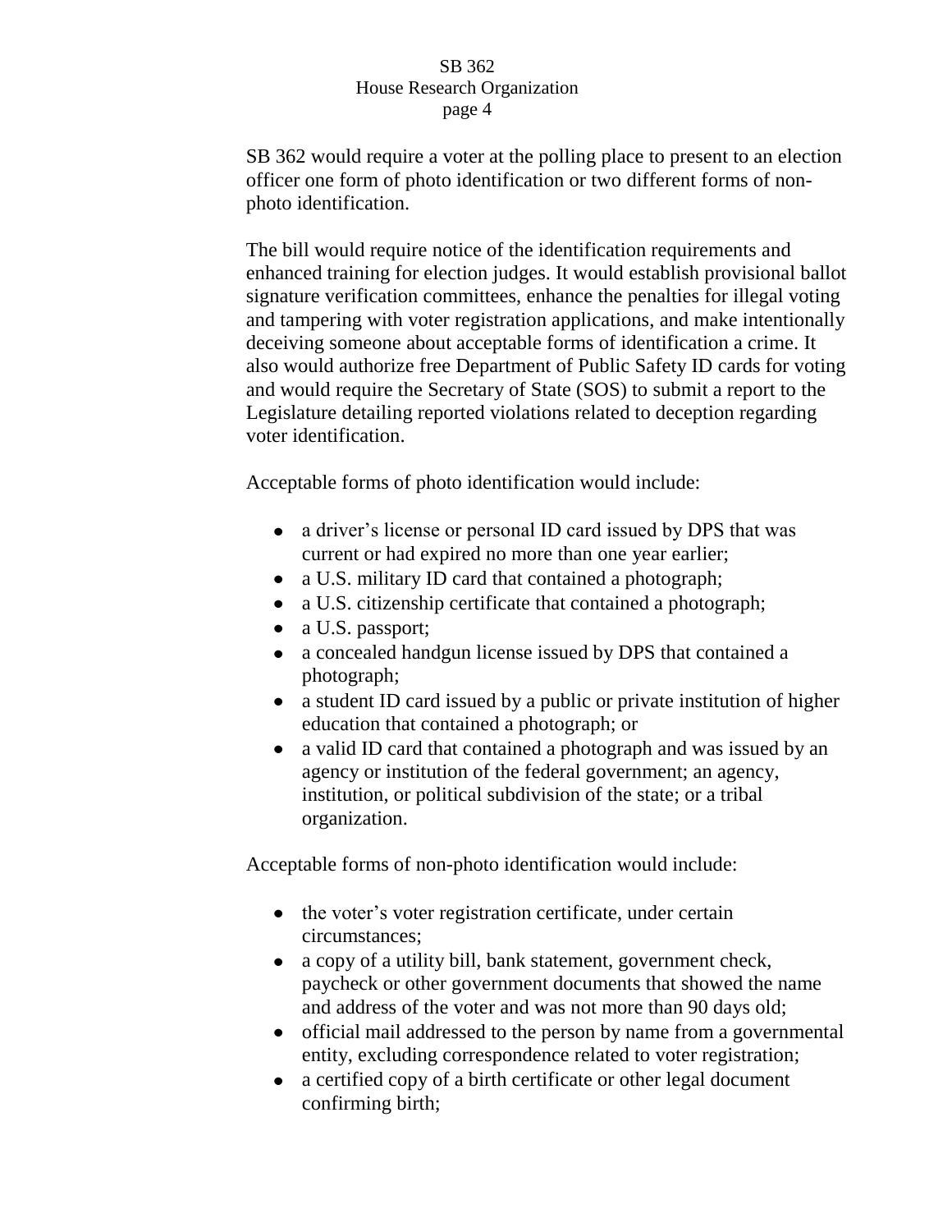SB 362 would require a voter at the polling place to present to an election officer one form of photo identification or two different forms of non-photo identification.

The bill would require notice of the identification requirements and enhanced training for election judges. It would establish provisional ballot signature verification committees, enhance the penalties for illegal voting and tampering with voter registration applications, and make intentionally deceiving someone about acceptable forms of identification a crime. It also would authorize free Department of Public Safety ID cards for voting and would require the Secretary of State (SOS) to submit a report to the Legislature detailing reported violations related to deception regarding voter identification.

Acceptable forms of photo identification would include:

- a driver's license or personal ID card issued by DPS that was current or had expired no more than one year earlier;
- a U.S. military ID card that contained a photograph;
- a U.S. citizenship certificate that contained a photograph;
- a U.S. passport;
- a concealed handgun license issued by DPS that contained a photograph;
- a student ID card issued by a public or private institution of higher education that contained a photograph; or
- a valid ID card that contained a photograph and was issued by an agency or institution of the federal government; an agency, institution, or political subdivision of the state; or a tribal organization.

Acceptable forms of non-photo identification would include:

- the voter's voter registration certificate, under certain circumstances;
- a copy of a utility bill, bank statement, government check, paycheck or other government documents that showed the name and address of the voter and was not more than 90 days old;
- official mail addressed to the person by name from a governmental entity, excluding correspondence related to voter registration;
- a certified copy of a birth certificate or other legal document confirming birth;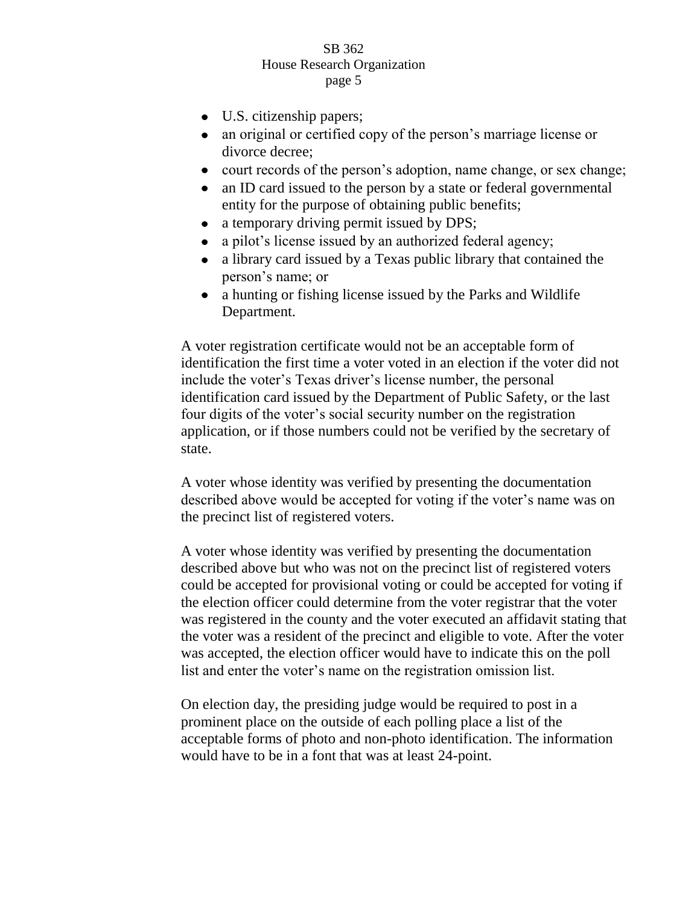- U.S. citizenship papers;
- an original or certified copy of the person's marriage license or divorce decree;
- court records of the person's adoption, name change, or sex change;
- an ID card issued to the person by a state or federal governmental entity for the purpose of obtaining public benefits;
- a temporary driving permit issued by DPS;
- a pilot's license issued by an authorized federal agency;
- a library card issued by a Texas public library that contained the person's name; or
- a hunting or fishing license issued by the Parks and Wildlife Department.

A voter registration certificate would not be an acceptable form of identification the first time a voter voted in an election if the voter did not include the voter's Texas driver's license number, the personal identification card issued by the Department of Public Safety, or the last four digits of the voter's social security number on the registration application, or if those numbers could not be verified by the secretary of state.

A voter whose identity was verified by presenting the documentation described above would be accepted for voting if the voter's name was on the precinct list of registered voters.

A voter whose identity was verified by presenting the documentation described above but who was not on the precinct list of registered voters could be accepted for provisional voting or could be accepted for voting if the election officer could determine from the voter registrar that the voter was registered in the county and the voter executed an affidavit stating that the voter was a resident of the precinct and eligible to vote. After the voter was accepted, the election officer would have to indicate this on the poll list and enter the voter's name on the registration omission list.

On election day, the presiding judge would be required to post in a prominent place on the outside of each polling place a list of the acceptable forms of photo and non-photo identification. The information would have to be in a font that was at least 24-point.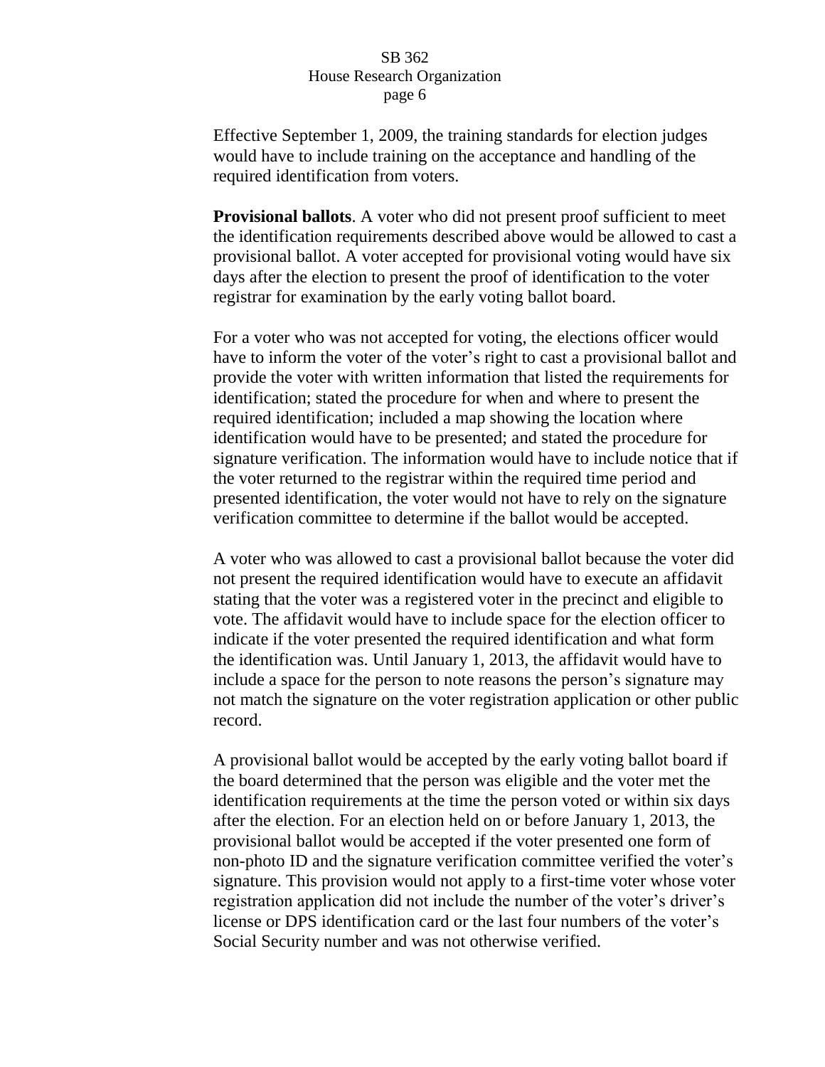Effective September 1, 2009, the training standards for election judges would have to include training on the acceptance and handling of the required identification from voters.

**Provisional ballots**. A voter who did not present proof sufficient to meet the identification requirements described above would be allowed to cast a provisional ballot. A voter accepted for provisional voting would have six days after the election to present the proof of identification to the voter registrar for examination by the early voting ballot board.

For a voter who was not accepted for voting, the elections officer would have to inform the voter of the voter's right to cast a provisional ballot and provide the voter with written information that listed the requirements for identification; stated the procedure for when and where to present the required identification; included a map showing the location where identification would have to be presented; and stated the procedure for signature verification. The information would have to include notice that if the voter returned to the registrar within the required time period and presented identification, the voter would not have to rely on the signature verification committee to determine if the ballot would be accepted.

A voter who was allowed to cast a provisional ballot because the voter did not present the required identification would have to execute an affidavit stating that the voter was a registered voter in the precinct and eligible to vote. The affidavit would have to include space for the election officer to indicate if the voter presented the required identification and what form the identification was. Until January 1, 2013, the affidavit would have to include a space for the person to note reasons the person's signature may not match the signature on the voter registration application or other public record.

A provisional ballot would be accepted by the early voting ballot board if the board determined that the person was eligible and the voter met the identification requirements at the time the person voted or within six days after the election. For an election held on or before January 1, 2013, the provisional ballot would be accepted if the voter presented one form of non-photo ID and the signature verification committee verified the voter's signature. This provision would not apply to a first-time voter whose voter registration application did not include the number of the voter's driver's license or DPS identification card or the last four numbers of the voter's Social Security number and was not otherwise verified.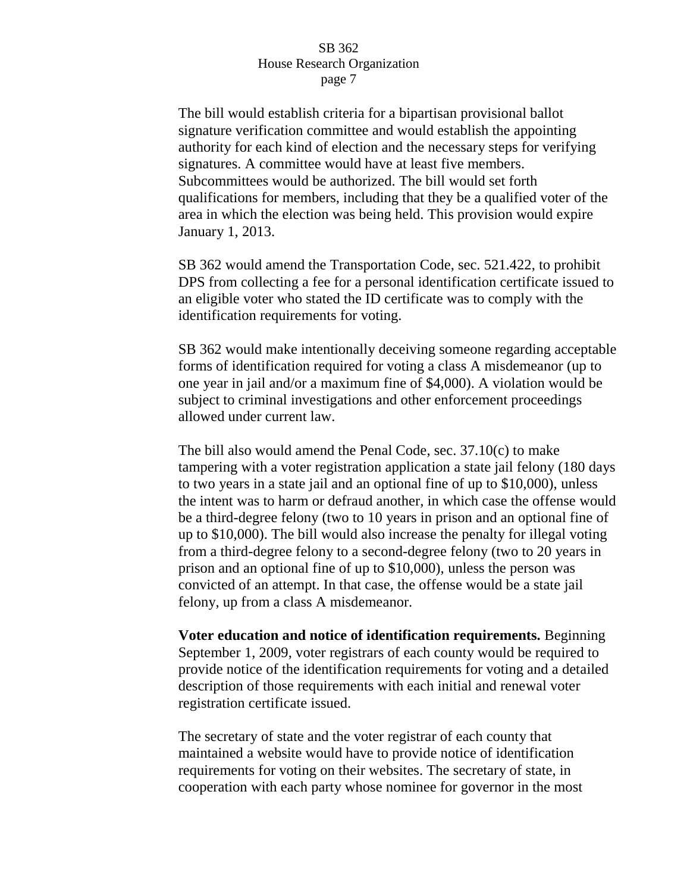The bill would establish criteria for a bipartisan provisional ballot signature verification committee and would establish the appointing authority for each kind of election and the necessary steps for verifying signatures. A committee would have at least five members. Subcommittees would be authorized. The bill would set forth qualifications for members, including that they be a qualified voter of the area in which the election was being held. This provision would expire January 1, 2013.

SB 362 would amend the Transportation Code, sec. 521.422, to prohibit DPS from collecting a fee for a personal identification certificate issued to an eligible voter who stated the ID certificate was to comply with the identification requirements for voting.

SB 362 would make intentionally deceiving someone regarding acceptable forms of identification required for voting a class A misdemeanor (up to one year in jail and/or a maximum fine of $4,000). A violation would be subject to criminal investigations and other enforcement proceedings allowed under current law.

The bill also would amend the Penal Code, sec. 37.10(c) to make tampering with a voter registration application a state jail felony (180 days to two years in a state jail and an optional fine of up to $10,000), unless the intent was to harm or defraud another, in which case the offense would be a third-degree felony (two to 10 years in prison and an optional fine of up to $10,000). The bill would also increase the penalty for illegal voting from a third-degree felony to a second-degree felony (two to 20 years in prison and an optional fine of up to $10,000), unless the person was convicted of an attempt. In that case, the offense would be a state jail felony, up from a class A misdemeanor.

**Voter education and notice of identification requirements.** Beginning September 1, 2009, voter registrars of each county would be required to provide notice of the identification requirements for voting and a detailed description of those requirements with each initial and renewal voter registration certificate issued.

The secretary of state and the voter registrar of each county that maintained a website would have to provide notice of identification requirements for voting on their websites. The secretary of state, in cooperation with each party whose nominee for governor in the most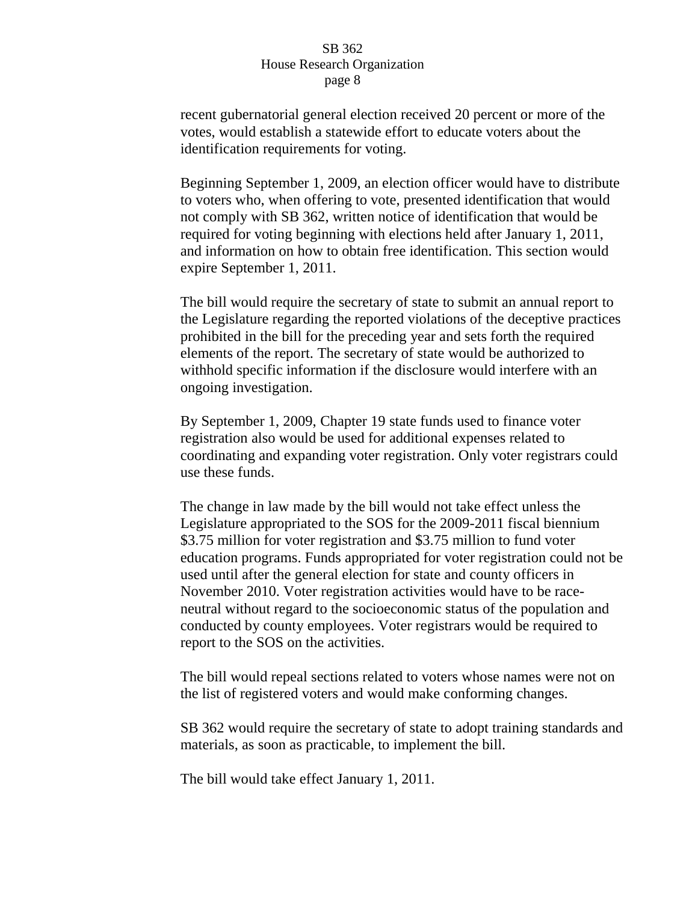recent gubernatorial general election received 20 percent or more of the votes, would establish a statewide effort to educate voters about the identification requirements for voting.

Beginning September 1, 2009, an election officer would have to distribute to voters who, when offering to vote, presented identification that would not comply with SB 362, written notice of identification that would be required for voting beginning with elections held after January 1, 2011, and information on how to obtain free identification. This section would expire September 1, 2011.

The bill would require the secretary of state to submit an annual report to the Legislature regarding the reported violations of the deceptive practices prohibited in the bill for the preceding year and sets forth the required elements of the report. The secretary of state would be authorized to withhold specific information if the disclosure would interfere with an ongoing investigation.

By September 1, 2009, Chapter 19 state funds used to finance voter registration also would be used for additional expenses related to coordinating and expanding voter registration. Only voter registrars could use these funds.

The change in law made by the bill would not take effect unless the Legislature appropriated to the SOS for the 2009-2011 fiscal biennium $3.75 million for voter registration and $3.75 million to fund voter education programs. Funds appropriated for voter registration could not be used until after the general election for state and county officers in November 2010. Voter registration activities would have to be race-neutral without regard to the socioeconomic status of the population and conducted by county employees. Voter registrars would be required to report to the SOS on the activities.

The bill would repeal sections related to voters whose names were not on the list of registered voters and would make conforming changes.

SB 362 would require the secretary of state to adopt training standards and materials, as soon as practicable, to implement the bill.

The bill would take effect January 1, 2011.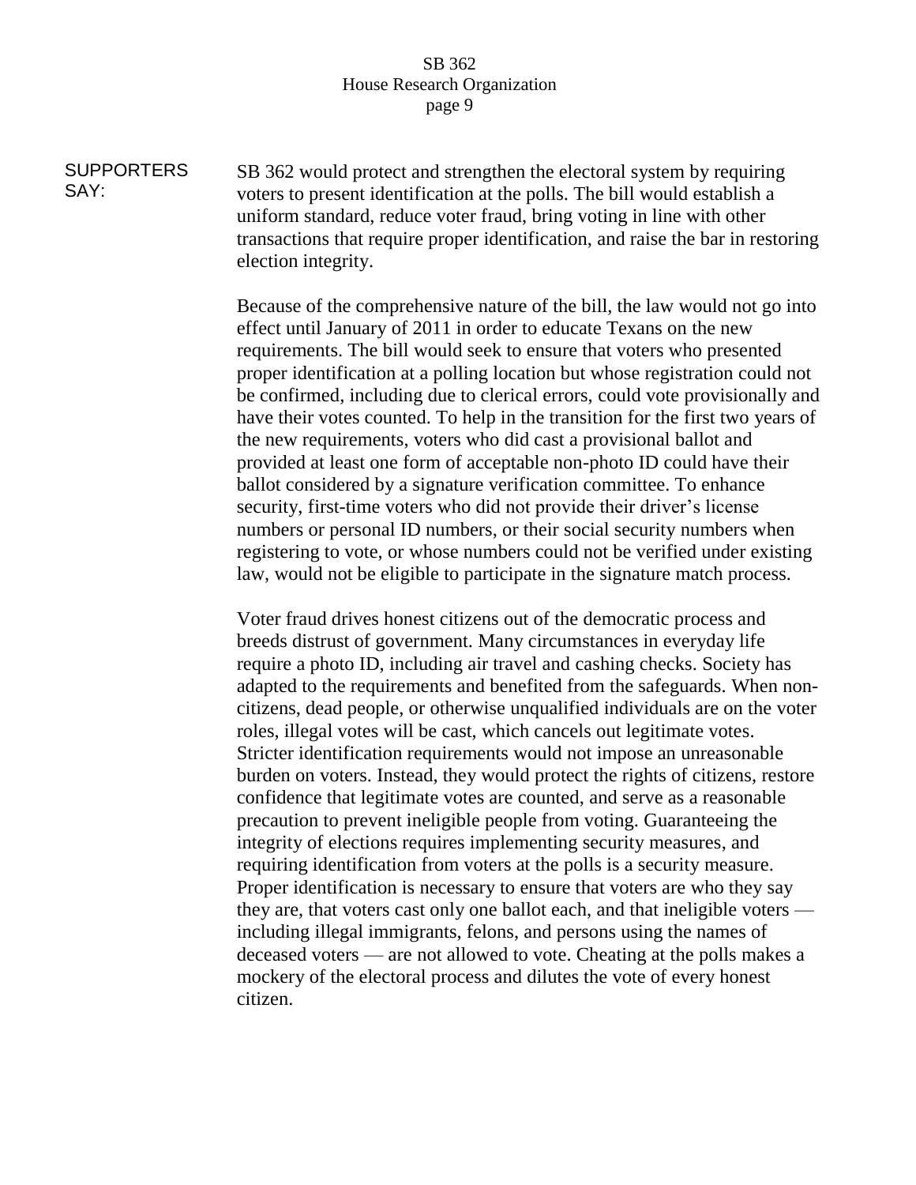**SUPPORTERS SAY:**

SB 362 would protect and strengthen the electoral system by requiring voters to present identification at the polls. The bill would establish a uniform standard, reduce voter fraud, bring voting in line with other transactions that require proper identification, and raise the bar in restoring election integrity.

Because of the comprehensive nature of the bill, the law would not go into effect until January of 2011 in order to educate Texans on the new requirements. The bill would seek to ensure that voters who presented proper identification at a polling location but whose registration could not be confirmed, including due to clerical errors, could vote provisionally and have their votes counted. To help in the transition for the first two years of the new requirements, voters who did cast a provisional ballot and provided at least one form of acceptable non-photo ID could have their ballot considered by a signature verification committee. To enhance security, first-time voters who did not provide their driver's license numbers or personal ID numbers, or their social security numbers when registering to vote, or whose numbers could not be verified under existing law, would not be eligible to participate in the signature match process.

Voter fraud drives honest citizens out of the democratic process and breeds distrust of government. Many circumstances in everyday life require a photo ID, including air travel and cashing checks. Society has adapted to the requirements and benefited from the safeguards. When non-citizens, dead people, or otherwise unqualified individuals are on the voter roles, illegal votes will be cast, which cancels out legitimate votes. Stricter identification requirements would not impose an unreasonable burden on voters. Instead, they would protect the rights of citizens, restore confidence that legitimate votes are counted, and serve as a reasonable precaution to prevent ineligible people from voting. Guaranteeing the integrity of elections requires implementing security measures, and requiring identification from voters at the polls is a security measure. Proper identification is necessary to ensure that voters are who they say they are, that voters cast only one ballot each, and that ineligible voters — including illegal immigrants, felons, and persons using the names of deceased voters — are not allowed to vote. Cheating at the polls makes a mockery of the electoral process and dilutes the vote of every honest citizen.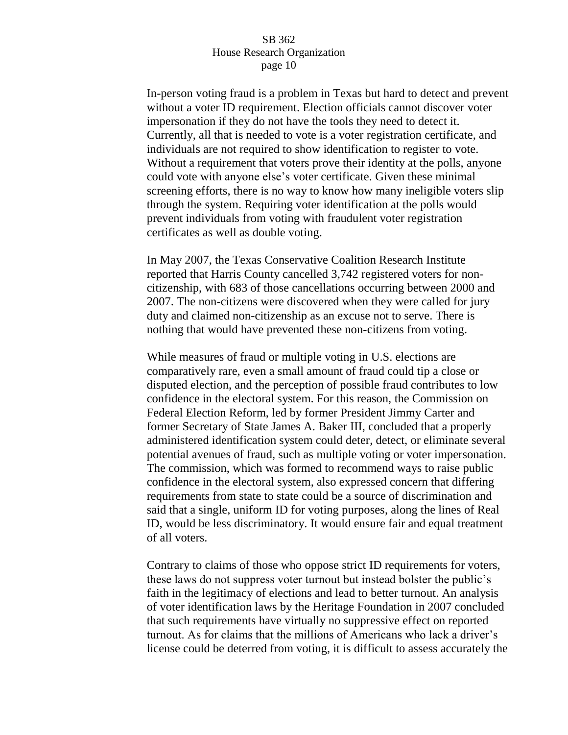In-person voting fraud is a problem in Texas but hard to detect and prevent without a voter ID requirement. Election officials cannot discover voter impersonation if they do not have the tools they need to detect it. Currently, all that is needed to vote is a voter registration certificate, and individuals are not required to show identification to register to vote. Without a requirement that voters prove their identity at the polls, anyone could vote with anyone else's voter certificate. Given these minimal screening efforts, there is no way to know how many ineligible voters slip through the system. Requiring voter identification at the polls would prevent individuals from voting with fraudulent voter registration certificates as well as double voting.

In May 2007, the Texas Conservative Coalition Research Institute reported that Harris County cancelled 3,742 registered voters for non-citizenship, with 683 of those cancellations occurring between 2000 and 2007. The non-citizens were discovered when they were called for jury duty and claimed non-citizenship as an excuse not to serve. There is nothing that would have prevented these non-citizens from voting.

While measures of fraud or multiple voting in U.S. elections are comparatively rare, even a small amount of fraud could tip a close or disputed election, and the perception of possible fraud contributes to low confidence in the electoral system. For this reason, the Commission on Federal Election Reform, led by former President Jimmy Carter and former Secretary of State James A. Baker III, concluded that a properly administered identification system could deter, detect, or eliminate several potential avenues of fraud, such as multiple voting or voter impersonation. The commission, which was formed to recommend ways to raise public confidence in the electoral system, also expressed concern that differing requirements from state to state could be a source of discrimination and said that a single, uniform ID for voting purposes, along the lines of Real ID, would be less discriminatory. It would ensure fair and equal treatment of all voters.

Contrary to claims of those who oppose strict ID requirements for voters, these laws do not suppress voter turnout but instead bolster the public's faith in the legitimacy of elections and lead to better turnout. An analysis of voter identification laws by the Heritage Foundation in 2007 concluded that such requirements have virtually no suppressive effect on reported turnout. As for claims that the millions of Americans who lack a driver's license could be deterred from voting, it is difficult to assess accurately the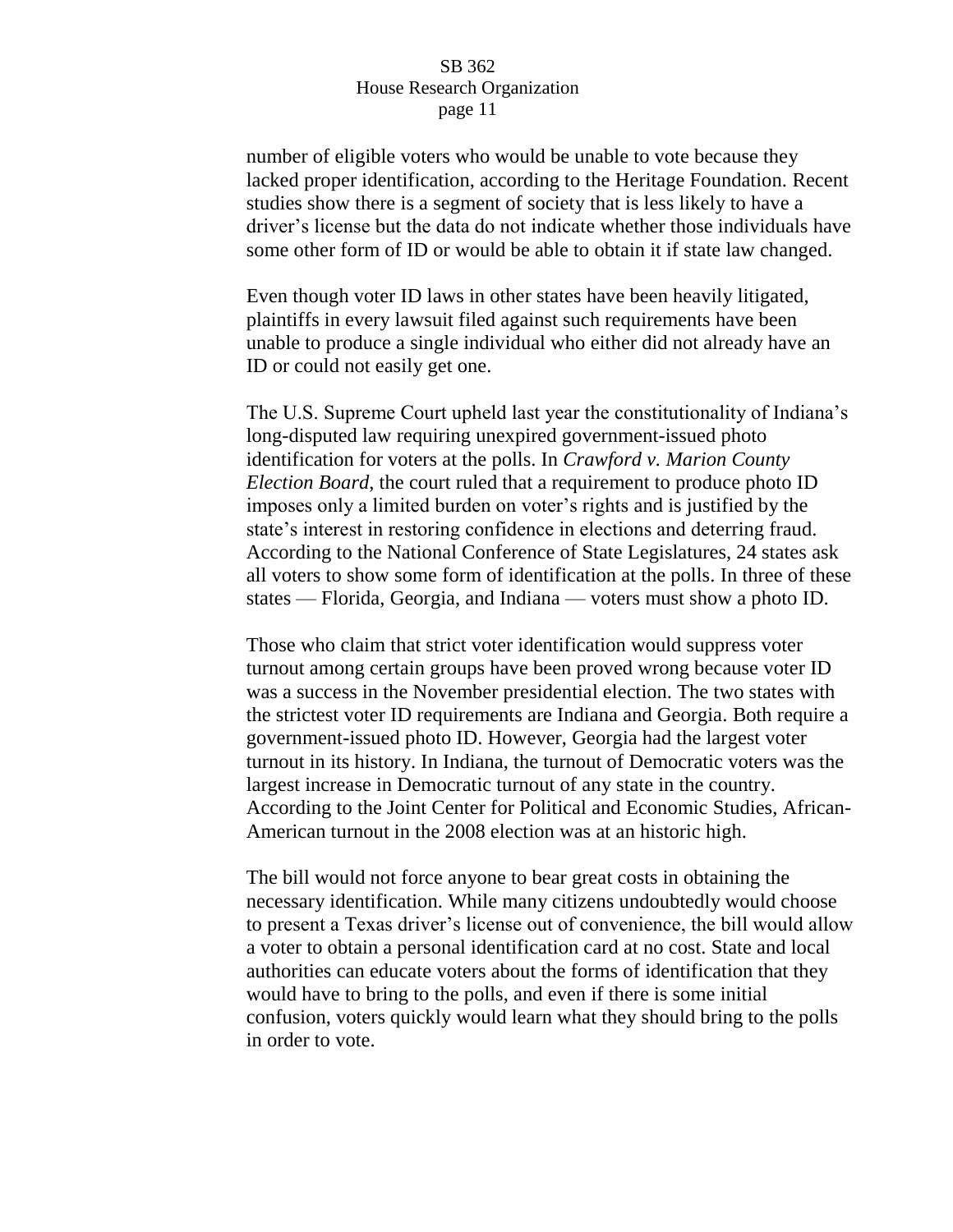number of eligible voters who would be unable to vote because they lacked proper identification, according to the Heritage Foundation. Recent studies show there is a segment of society that is less likely to have a driver's license but the data do not indicate whether those individuals have some other form of ID or would be able to obtain it if state law changed.

Even though voter ID laws in other states have been heavily litigated, plaintiffs in every lawsuit filed against such requirements have been unable to produce a single individual who either did not already have an ID or could not easily get one.

The U.S. Supreme Court upheld last year the constitutionality of Indiana's long-disputed law requiring unexpired government-issued photo identification for voters at the polls. In *Crawford v. Marion County Election Board*, the court ruled that a requirement to produce photo ID imposes only a limited burden on voter's rights and is justified by the state's interest in restoring confidence in elections and deterring fraud. According to the National Conference of State Legislatures, 24 states ask all voters to show some form of identification at the polls. In three of these states — Florida, Georgia, and Indiana — voters must show a photo ID.

Those who claim that strict voter identification would suppress voter turnout among certain groups have been proved wrong because voter ID was a success in the November presidential election. The two states with the strictest voter ID requirements are Indiana and Georgia. Both require a government-issued photo ID. However, Georgia had the largest voter turnout in its history. In Indiana, the turnout of Democratic voters was the largest increase in Democratic turnout of any state in the country. According to the Joint Center for Political and Economic Studies, African-American turnout in the 2008 election was at an historic high.

The bill would not force anyone to bear great costs in obtaining the necessary identification. While many citizens undoubtedly would choose to present a Texas driver's license out of convenience, the bill would allow a voter to obtain a personal identification card at no cost. State and local authorities can educate voters about the forms of identification that they would have to bring to the polls, and even if there is some initial confusion, voters quickly would learn what they should bring to the polls in order to vote.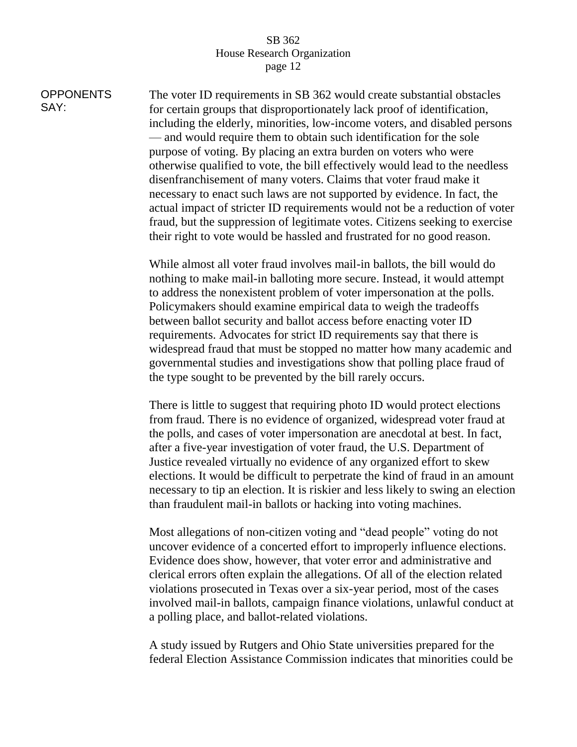**OPPONENTS SAY:**

The voter ID requirements in SB 362 would create substantial obstacles for certain groups that disproportionately lack proof of identification, including the elderly, minorities, low-income voters, and disabled persons — and would require them to obtain such identification for the sole purpose of voting. By placing an extra burden on voters who were otherwise qualified to vote, the bill effectively would lead to the needless disenfranchisement of many voters. Claims that voter fraud make it necessary to enact such laws are not supported by evidence. In fact, the actual impact of stricter ID requirements would not be a reduction of voter fraud, but the suppression of legitimate votes. Citizens seeking to exercise their right to vote would be hassled and frustrated for no good reason.

While almost all voter fraud involves mail-in ballots, the bill would do nothing to make mail-in balloting more secure. Instead, it would attempt to address the nonexistent problem of voter impersonation at the polls. Policymakers should examine empirical data to weigh the tradeoffs between ballot security and ballot access before enacting voter ID requirements. Advocates for strict ID requirements say that there is widespread fraud that must be stopped no matter how many academic and governmental studies and investigations show that polling place fraud of the type sought to be prevented by the bill rarely occurs.

There is little to suggest that requiring photo ID would protect elections from fraud. There is no evidence of organized, widespread voter fraud at the polls, and cases of voter impersonation are anecdotal at best. In fact, after a five-year investigation of voter fraud, the U.S. Department of Justice revealed virtually no evidence of any organized effort to skew elections. It would be difficult to perpetrate the kind of fraud in an amount necessary to tip an election. It is riskier and less likely to swing an election than fraudulent mail-in ballots or hacking into voting machines.

Most allegations of non-citizen voting and "dead people" voting do not uncover evidence of a concerted effort to improperly influence elections. Evidence does show, however, that voter error and administrative and clerical errors often explain the allegations. Of all of the election related violations prosecuted in Texas over a six-year period, most of the cases involved mail-in ballots, campaign finance violations, unlawful conduct at a polling place, and ballot-related violations.

A study issued by Rutgers and Ohio State universities prepared for the federal Election Assistance Commission indicates that minorities could be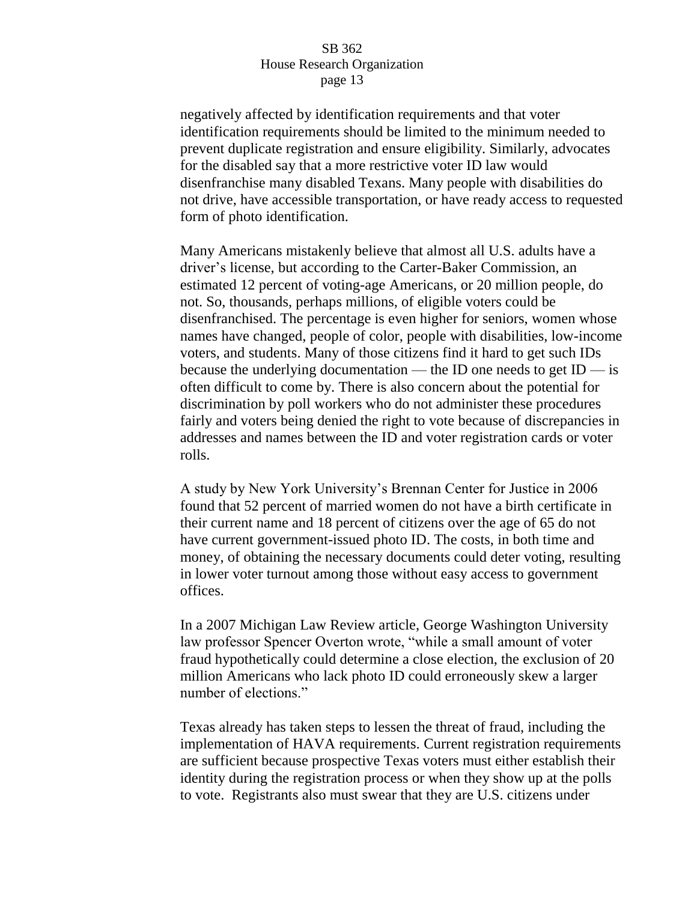negatively affected by identification requirements and that voter identification requirements should be limited to the minimum needed to prevent duplicate registration and ensure eligibility. Similarly, advocates for the disabled say that a more restrictive voter ID law would disenfranchise many disabled Texans. Many people with disabilities do not drive, have accessible transportation, or have ready access to requested form of photo identification.

Many Americans mistakenly believe that almost all U.S. adults have a driver's license, but according to the Carter-Baker Commission, an estimated 12 percent of voting-age Americans, or 20 million people, do not. So, thousands, perhaps millions, of eligible voters could be disenfranchised. The percentage is even higher for seniors, women whose names have changed, people of color, people with disabilities, low-income voters, and students. Many of those citizens find it hard to get such IDs because the underlying documentation — the ID one needs to get ID — is often difficult to come by. There is also concern about the potential for discrimination by poll workers who do not administer these procedures fairly and voters being denied the right to vote because of discrepancies in addresses and names between the ID and voter registration cards or voter rolls.

A study by New York University's Brennan Center for Justice in 2006 found that 52 percent of married women do not have a birth certificate in their current name and 18 percent of citizens over the age of 65 do not have current government-issued photo ID. The costs, in both time and money, of obtaining the necessary documents could deter voting, resulting in lower voter turnout among those without easy access to government offices.

In a 2007 Michigan Law Review article, George Washington University law professor Spencer Overton wrote, "while a small amount of voter fraud hypothetically could determine a close election, the exclusion of 20 million Americans who lack photo ID could erroneously skew a larger number of elections."

Texas already has taken steps to lessen the threat of fraud, including the implementation of HAVA requirements. Current registration requirements are sufficient because prospective Texas voters must either establish their identity during the registration process or when they show up at the polls to vote. Registrants also must swear that they are U.S. citizens under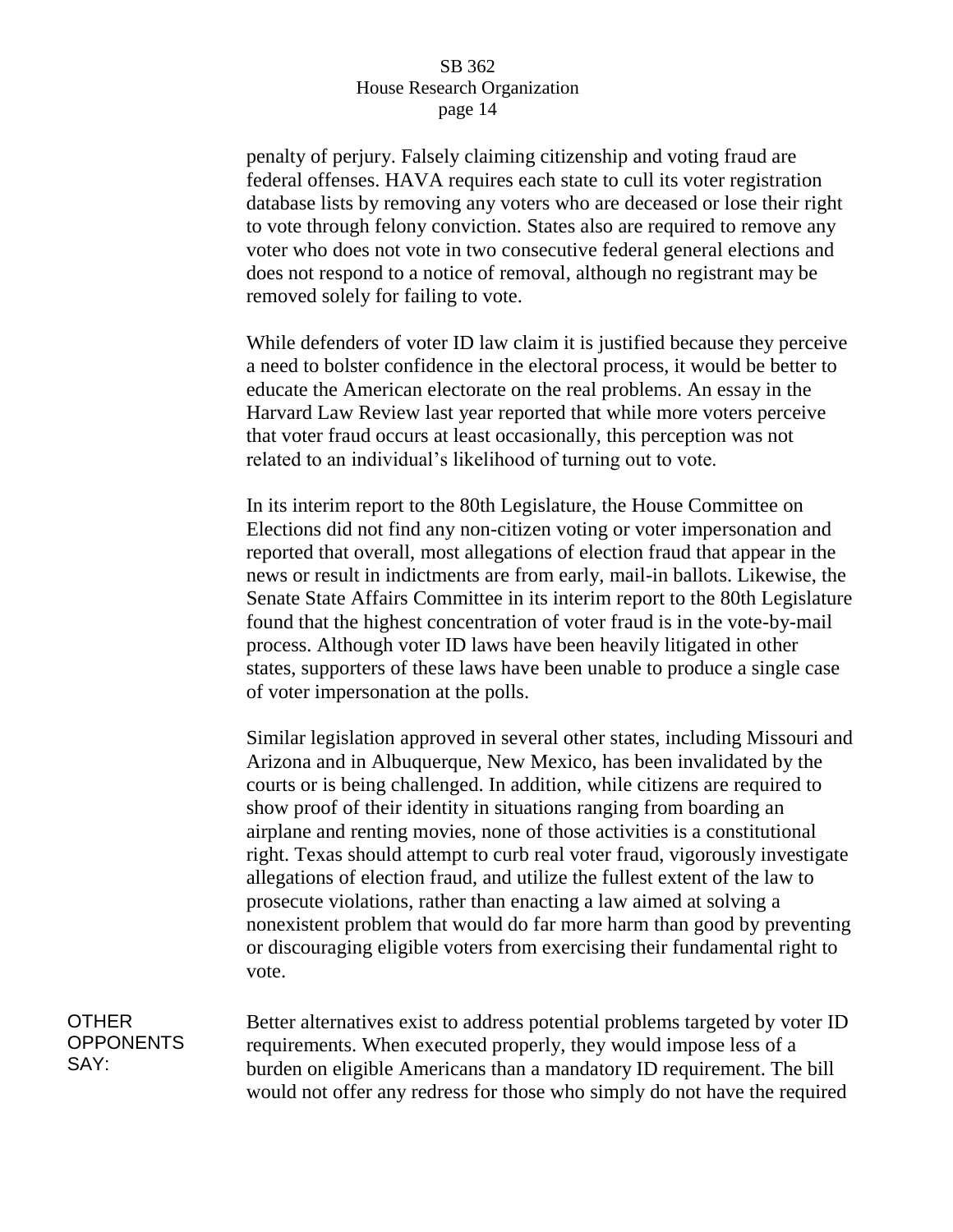penalty of perjury. Falsely claiming citizenship and voting fraud are federal offenses. HAVA requires each state to cull its voter registration database lists by removing any voters who are deceased or lose their right to vote through felony conviction. States also are required to remove any voter who does not vote in two consecutive federal general elections and does not respond to a notice of removal, although no registrant may be removed solely for failing to vote.

While defenders of voter ID law claim it is justified because they perceive a need to bolster confidence in the electoral process, it would be better to educate the American electorate on the real problems. An essay in the Harvard Law Review last year reported that while more voters perceive that voter fraud occurs at least occasionally, this perception was not related to an individual's likelihood of turning out to vote.

In its interim report to the 80th Legislature, the House Committee on Elections did not find any non-citizen voting or voter impersonation and reported that overall, most allegations of election fraud that appear in the news or result in indictments are from early, mail-in ballots. Likewise, the Senate State Affairs Committee in its interim report to the 80th Legislature found that the highest concentration of voter fraud is in the vote-by-mail process. Although voter ID laws have been heavily litigated in other states, supporters of these laws have been unable to produce a single case of voter impersonation at the polls.

Similar legislation approved in several other states, including Missouri and Arizona and in Albuquerque, New Mexico, has been invalidated by the courts or is being challenged. In addition, while citizens are required to show proof of their identity in situations ranging from boarding an airplane and renting movies, none of those activities is a constitutional right. Texas should attempt to curb real voter fraud, vigorously investigate allegations of election fraud, and utilize the fullest extent of the law to prosecute violations, rather than enacting a law aimed at solving a nonexistent problem that would do far more harm than good by preventing or discouraging eligible voters from exercising their fundamental right to vote.

**OTHER OPPONENTS SAY:**

Better alternatives exist to address potential problems targeted by voter ID requirements. When executed properly, they would impose less of a burden on eligible Americans than a mandatory ID requirement. The bill would not offer any redress for those who simply do not have the required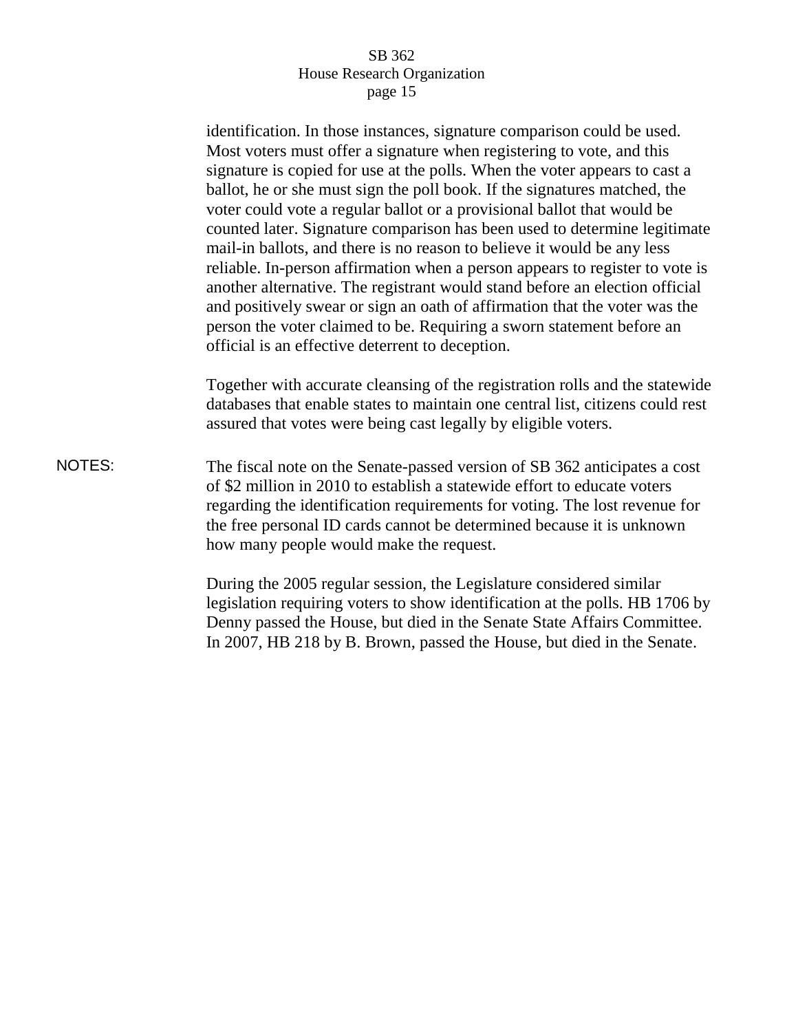identification. In those instances, signature comparison could be used. Most voters must offer a signature when registering to vote, and this signature is copied for use at the polls. When the voter appears to cast a ballot, he or she must sign the poll book. If the signatures matched, the voter could vote a regular ballot or a provisional ballot that would be counted later. Signature comparison has been used to determine legitimate mail-in ballots, and there is no reason to believe it would be any less reliable. In-person affirmation when a person appears to register to vote is another alternative. The registrant would stand before an election official and positively swear or sign an oath of affirmation that the voter was the person the voter claimed to be. Requiring a sworn statement before an official is an effective deterrent to deception.

Together with accurate cleansing of the registration rolls and the statewide databases that enable states to maintain one central list, citizens could rest assured that votes were being cast legally by eligible voters.

**NOTES:**

The fiscal note on the Senate-passed version of SB 362 anticipates a cost of $2 million in 2010 to establish a statewide effort to educate voters regarding the identification requirements for voting. The lost revenue for the free personal ID cards cannot be determined because it is unknown how many people would make the request.

During the 2005 regular session, the Legislature considered similar legislation requiring voters to show identification at the polls. HB 1706 by Denny passed the House, but died in the Senate State Affairs Committee. In 2007, HB 218 by B. Brown, passed the House, but died in the Senate.